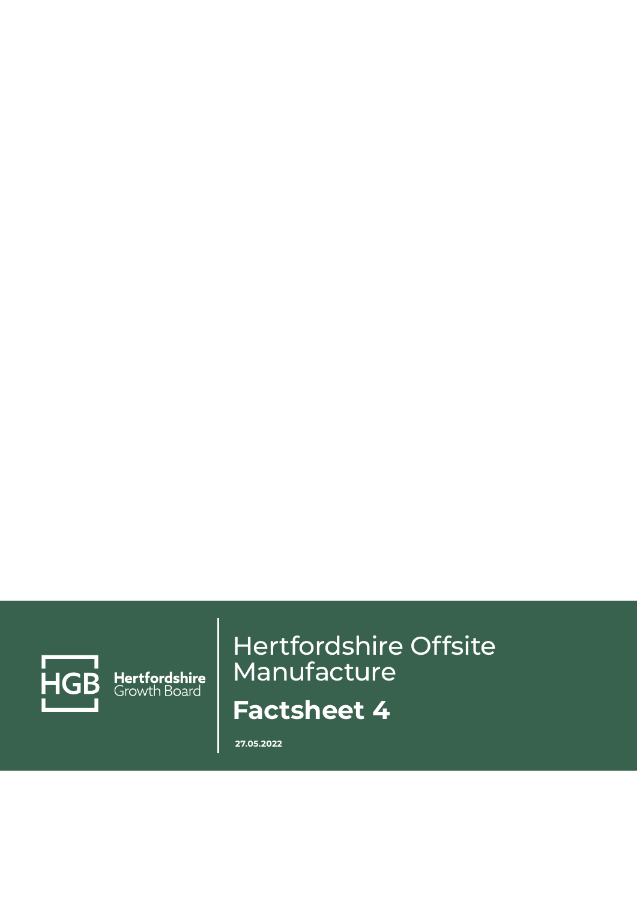HGB Hertfordshire Growth Board

# Hertfordshire Offsite Manufacture

## Factsheet 4

**27.05.2022**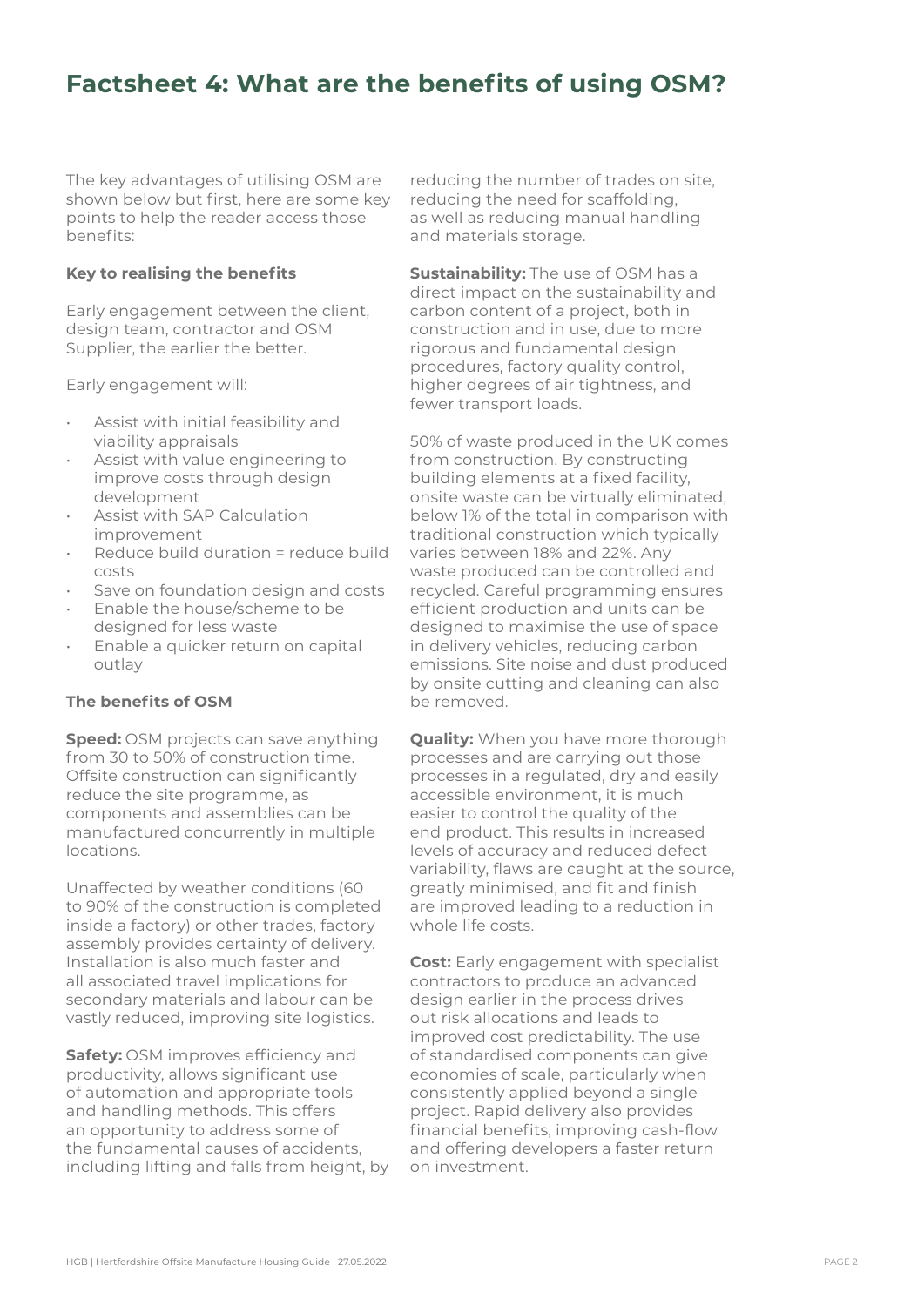# Factsheet 4: What are the benefits of using OSM?

The key advantages of utilising OSM are shown below but first, here are some key points to help the reader access those benefits:

**Key to realising the benefits**

Early engagement between the client, design team, contractor and OSM Supplier, the earlier the better.

Early engagement will:

- Assist with initial feasibility and viability appraisals
- Assist with value engineering to improve costs through design development
- Assist with SAP Calculation improvement
- Reduce build duration = reduce build costs
- Save on foundation design and costs
- Enable the house/scheme to be designed for less waste
- Enable a quicker return on capital outlay

**The benefits of OSM**

**Speed:** OSM projects can save anything from 30 to 50% of construction time. Offsite construction can significantly reduce the site programme, as components and assemblies can be manufactured concurrently in multiple locations.

Unaffected by weather conditions (60 to 90% of the construction is completed inside a factory) or other trades, factory assembly provides certainty of delivery. Installation is also much faster and all associated travel implications for secondary materials and labour can be vastly reduced, improving site logistics.

**Safety:** OSM improves efficiency and productivity, allows significant use of automation and appropriate tools and handling methods. This offers an opportunity to address some of the fundamental causes of accidents, including lifting and falls from height, by reducing the number of trades on site, reducing the need for scaffolding, as well as reducing manual handling and materials storage.

**Sustainability:** The use of OSM has a direct impact on the sustainability and carbon content of a project, both in construction and in use, due to more rigorous and fundamental design procedures, factory quality control, higher degrees of air tightness, and fewer transport loads.

50% of waste produced in the UK comes from construction. By constructing building elements at a fixed facility, onsite waste can be virtually eliminated, below 1% of the total in comparison with traditional construction which typically varies between 18% and 22%. Any waste produced can be controlled and recycled. Careful programming ensures efficient production and units can be designed to maximise the use of space in delivery vehicles, reducing carbon emissions. Site noise and dust produced by onsite cutting and cleaning can also be removed.

**Quality:** When you have more thorough processes and are carrying out those processes in a regulated, dry and easily accessible environment, it is much easier to control the quality of the end product. This results in increased levels of accuracy and reduced defect variability, flaws are caught at the source, greatly minimised, and fit and finish are improved leading to a reduction in whole life costs.

**Cost:** Early engagement with specialist contractors to produce an advanced design earlier in the process drives out risk allocations and leads to improved cost predictability. The use of standardised components can give economies of scale, particularly when consistently applied beyond a single project. Rapid delivery also provides financial benefits, improving cash-flow and offering developers a faster return on investment.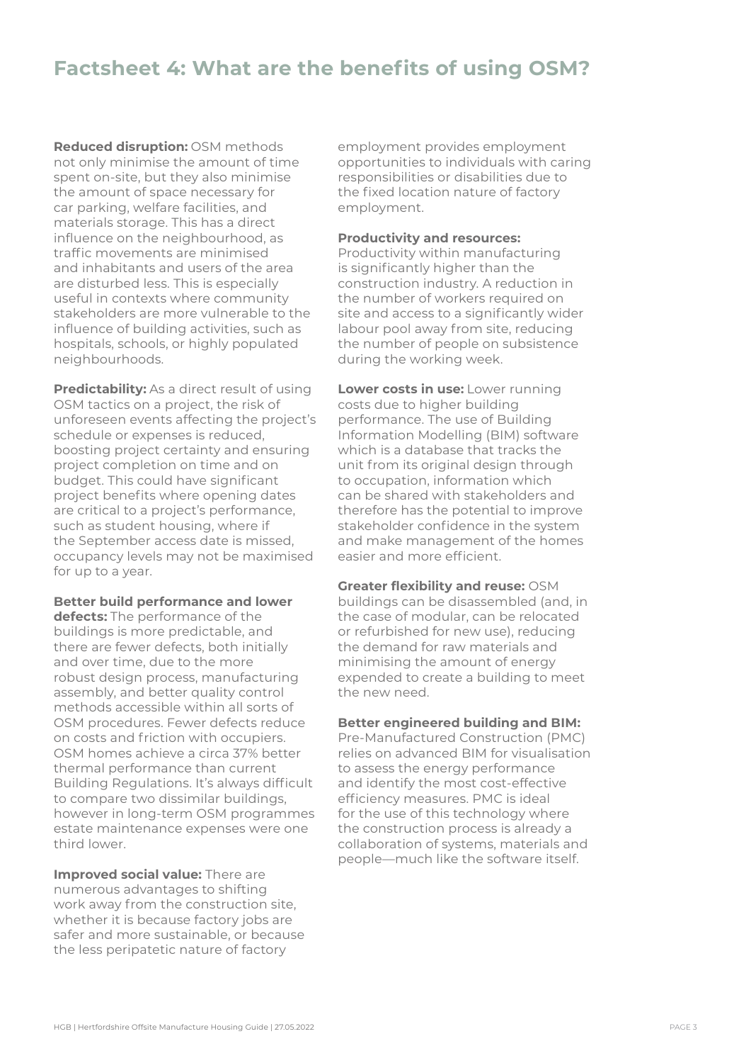# Factsheet 4: What are the benefits of using OSM?

**Reduced disruption:** OSM methods not only minimise the amount of time spent on-site, but they also minimise the amount of space necessary for car parking, welfare facilities, and materials storage. This has a direct influence on the neighbourhood, as traffic movements are minimised and inhabitants and users of the area are disturbed less. This is especially useful in contexts where community stakeholders are more vulnerable to the influence of building activities, such as hospitals, schools, or highly populated neighbourhoods.

**Predictability:** As a direct result of using OSM tactics on a project, the risk of unforeseen events affecting the project's schedule or expenses is reduced, boosting project certainty and ensuring project completion on time and on budget. This could have significant project benefits where opening dates are critical to a project's performance, such as student housing, where if the September access date is missed, occupancy levels may not be maximised for up to a year.

**Better build performance and lower defects:** The performance of the buildings is more predictable, and there are fewer defects, both initially and over time, due to the more robust design process, manufacturing assembly, and better quality control methods accessible within all sorts of OSM procedures. Fewer defects reduce on costs and friction with occupiers. OSM homes achieve a circa 37% better thermal performance than current Building Regulations. It's always difficult to compare two dissimilar buildings, however in long-term OSM programmes estate maintenance expenses were one third lower.

**Improved social value:** There are numerous advantages to shifting work away from the construction site, whether it is because factory jobs are safer and more sustainable, or because the less peripatetic nature of factory employment provides employment opportunities to individuals with caring responsibilities or disabilities due to the fixed location nature of factory employment.

**Productivity and resources:** Productivity within manufacturing is significantly higher than the construction industry. A reduction in the number of workers required on site and access to a significantly wider labour pool away from site, reducing the number of people on subsistence during the working week.

**Lower costs in use:** Lower running costs due to higher building performance. The use of Building Information Modelling (BIM) software which is a database that tracks the unit from its original design through to occupation, information which can be shared with stakeholders and therefore has the potential to improve stakeholder confidence in the system and make management of the homes easier and more efficient.

**Greater flexibility and reuse:** OSM buildings can be disassembled (and, in the case of modular, can be relocated or refurbished for new use), reducing the demand for raw materials and minimising the amount of energy expended to create a building to meet the new need.

**Better engineered building and BIM:** Pre-Manufactured Construction (PMC) relies on advanced BIM for visualisation to assess the energy performance and identify the most cost-effective efficiency measures. PMC is ideal for the use of this technology where the construction process is already a collaboration of systems, materials and people—much like the software itself.